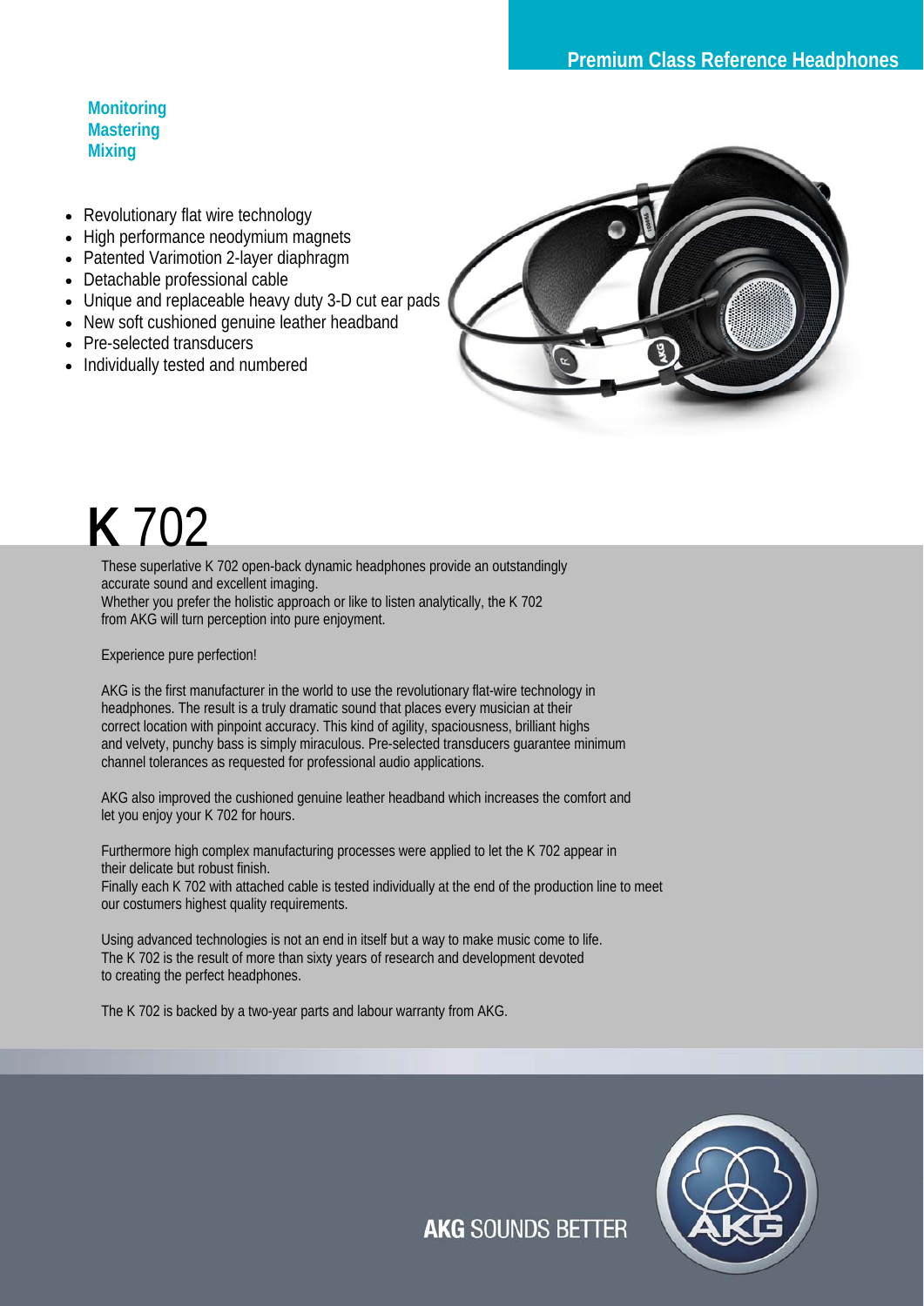**Premium Class Reference Headphones**

**Monitoring**
**Mastering**
**Mixing**

- Revolutionary flat wire technology
- High performance neodymium magnets
- Patented Varimotion 2-layer diaphragm
- Detachable professional cable
- Unique and replaceable heavy duty 3-D cut ear pads
- New soft cushioned genuine leather headband
- Pre-selected transducers
- Individually tested and numbered

# K 702

These superlative K 702 open-back dynamic headphones provide an outstandingly accurate sound and excellent imaging.
Whether you prefer the holistic approach or like to listen analytically, the K 702 from AKG will turn perception into pure enjoyment.

Experience pure perfection!

AKG is the first manufacturer in the world to use the revolutionary flat-wire technology in headphones. The result is a truly dramatic sound that places every musician at their correct location with pinpoint accuracy. This kind of agility, spaciousness, brilliant highs and velvety, punchy bass is simply miraculous. Pre-selected transducers guarantee minimum channel tolerances as requested for professional audio applications.

AKG also improved the cushioned genuine leather headband which increases the comfort and let you enjoy your K 702 for hours.

Furthermore high complex manufacturing processes were applied to let the K 702 appear in their delicate but robust finish.
Finally each K 702 with attached cable is tested individually at the end of the production line to meet our costumers highest quality requirements.

Using advanced technologies is not an end in itself but a way to make music come to life.
The K 702 is the result of more than sixty years of research and development devoted to creating the perfect headphones.

The K 702 is backed by a two-year parts and labour warranty from AKG.

**AKG** SOUNDS BETTER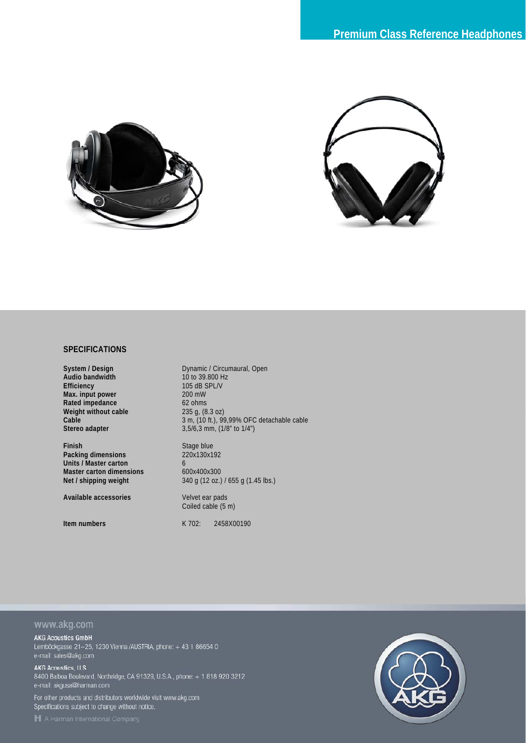## Premium Class Reference Headphones

### SPECIFICATIONS

| | |
|---|---|
| **System / Design** | Dynamic / Circumaural, Open |
| **Audio bandwidth** | 10 to 39.800 Hz |
| **Efficiency** | 105 dB SPL/V |
| **Max. input power** | 200 mW |
| **Rated impedance** | 62 ohms |
| **Weight without cable** | 235 g, (8.3 oz) |
| **Cable** | 3 m, (10 ft.), 99,99% OFC detachable cable |
| **Stereo adapter** | 3,5/6,3 mm, (1/8" to 1/4") |
| **Finish** | Stage blue |
| **Packing dimensions** | 220x130x192 |
| **Units / Master carton** | 6 |
| **Master carton dimensions** | 600x400x300 |
| **Net / shipping weight** | 340 g (12 oz.) / 655 g (1.45 lbs.) |
| **Available accessories** | Velvet ear pads<br>Coiled cable (5 m) |
| **Item numbers** | K 702: 2458X00190 |

www.akg.com

**AKG Acoustics GmbH**
Lemböckgasse 21–25, 1230 Vienna /AUSTRIA, phone: + 43 1 86654 0
e-mail: sales@akg.com

**AKG Acoustics, U.S.**
8400 Balboa Boulevard, Northridge, CA 91329, U.S.A., phone: + 1 818 920 3212
e-mail: akgusa@harman.com

For other products and distributors worldwide visit www.akg.com
Specifications subject to change without notice.

A Harman International Company